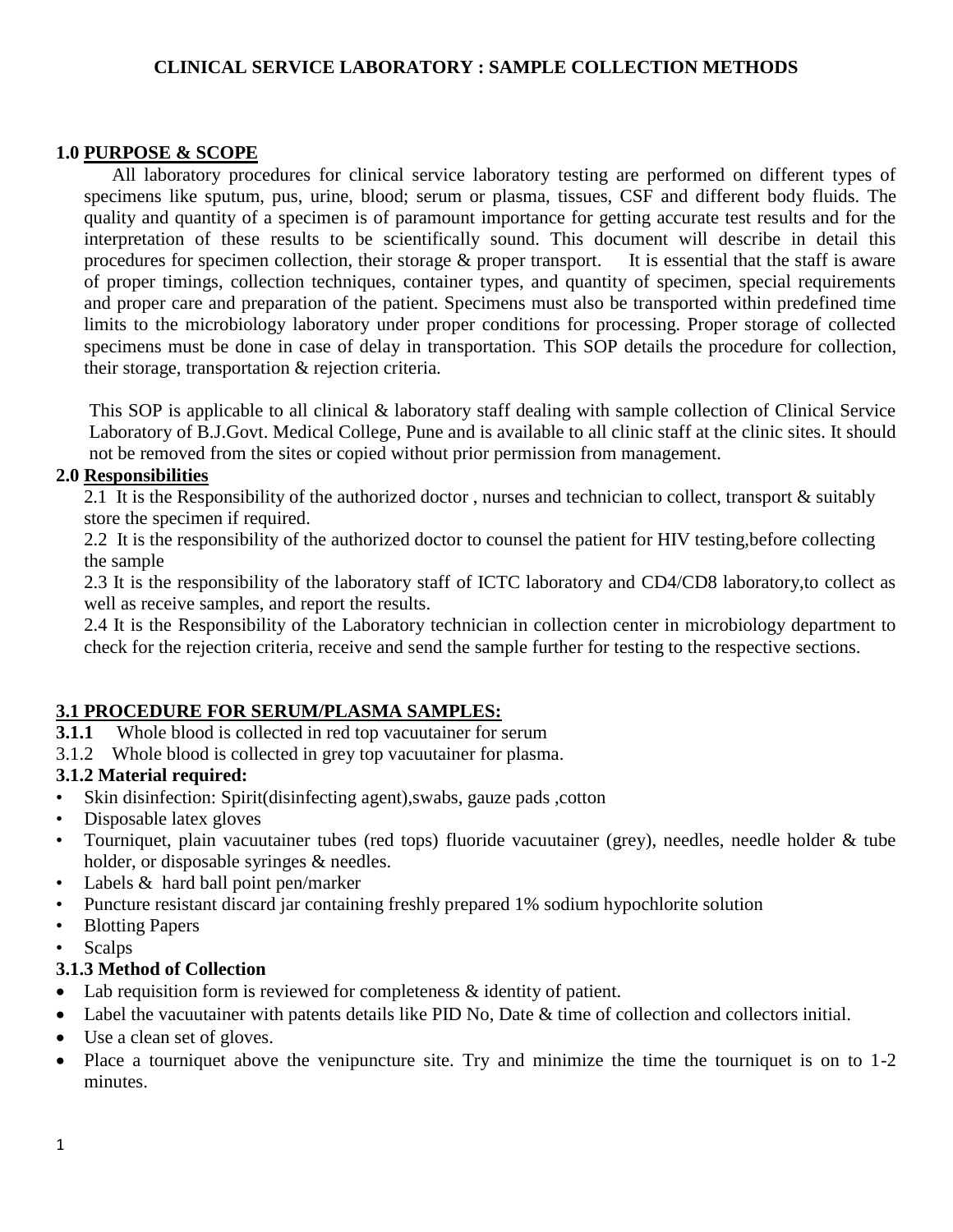# CLINICAL SERVICE LABORATORY : SAMPLE COLLECTION METHODS

## 1.0 PURPOSE & SCOPE

All laboratory procedures for clinical service laboratory testing are performed on different types of specimens like sputum, pus, urine, blood; serum or plasma, tissues, CSF and different body fluids. The quality and quantity of a specimen is of paramount importance for getting accurate test results and for the interpretation of these results to be scientifically sound. This document will describe in detail this procedures for specimen collection, their storage & proper transport. It is essential that the staff is aware of proper timings, collection techniques, container types, and quantity of specimen, special requirements and proper care and preparation of the patient. Specimens must also be transported within predefined time limits to the microbiology laboratory under proper conditions for processing. Proper storage of collected specimens must be done in case of delay in transportation. This SOP details the procedure for collection, their storage, transportation & rejection criteria.

This SOP is applicable to all clinical & laboratory staff dealing with sample collection of Clinical Service Laboratory of B.J.Govt. Medical College, Pune and is available to all clinic staff at the clinic sites. It should not be removed from the sites or copied without prior permission from management.

## 2.0 Responsibilities

2.1 It is the Responsibility of the authorized doctor , nurses and technician to collect, transport & suitably store the specimen if required.

2.2 It is the responsibility of the authorized doctor to counsel the patient for HIV testing,before collecting the sample

2.3 It is the responsibility of the laboratory staff of ICTC laboratory and CD4/CD8 laboratory,to collect as well as receive samples, and report the results.

2.4 It is the Responsibility of the Laboratory technician in collection center in microbiology department to check for the rejection criteria, receive and send the sample further for testing to the respective sections.

## 3.1 PROCEDURE FOR SERUM/PLASMA SAMPLES:

**3.1.1** Whole blood is collected in red top vacuutainer for serum

3.1.2 Whole blood is collected in grey top vacuutainer for plasma.

### 3.1.2 Material required:

- Skin disinfection: Spirit(disinfecting agent),swabs, gauze pads ,cotton
- Disposable latex gloves
- Tourniquet, plain vacuutainer tubes (red tops) fluoride vacuutainer (grey), needles, needle holder & tube holder, or disposable syringes & needles.
- Labels & hard ball point pen/marker
- Puncture resistant discard jar containing freshly prepared 1% sodium hypochlorite solution
- Blotting Papers
- Scalps

### 3.1.3 Method of Collection

- Lab requisition form is reviewed for completeness & identity of patient.
- Label the vacuutainer with patents details like PID No, Date & time of collection and collectors initial.
- Use a clean set of gloves.
- Place a tourniquet above the venipuncture site. Try and minimize the time the tourniquet is on to 1-2 minutes.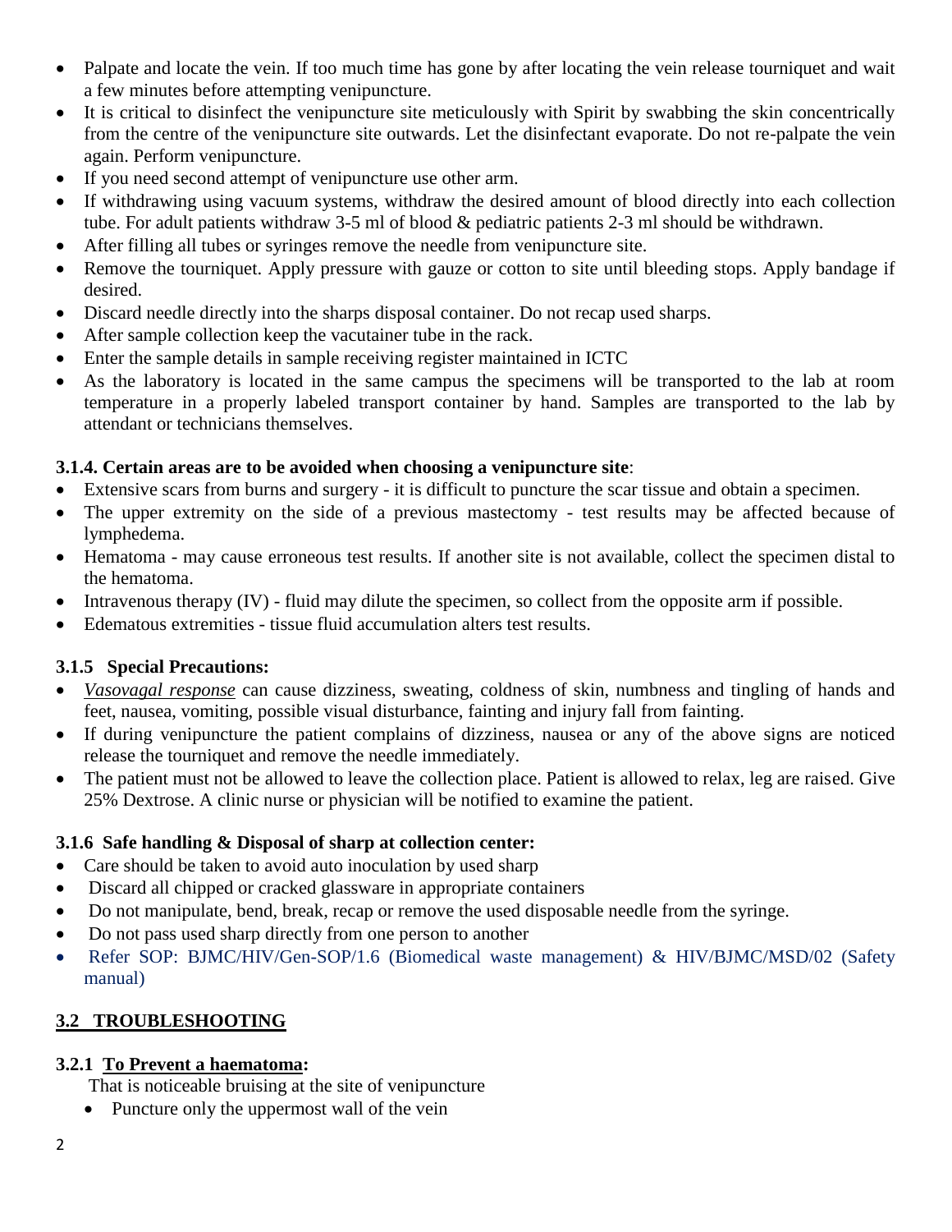- Palpate and locate the vein. If too much time has gone by after locating the vein release tourniquet and wait a few minutes before attempting venipuncture.
- It is critical to disinfect the venipuncture site meticulously with Spirit by swabbing the skin concentrically from the centre of the venipuncture site outwards. Let the disinfectant evaporate. Do not re-palpate the vein again. Perform venipuncture.
- If you need second attempt of venipuncture use other arm.
- If withdrawing using vacuum systems, withdraw the desired amount of blood directly into each collection tube. For adult patients withdraw 3-5 ml of blood & pediatric patients 2-3 ml should be withdrawn.
- After filling all tubes or syringes remove the needle from venipuncture site.
- Remove the tourniquet. Apply pressure with gauze or cotton to site until bleeding stops. Apply bandage if desired.
- Discard needle directly into the sharps disposal container. Do not recap used sharps.
- After sample collection keep the vacutainer tube in the rack.
- Enter the sample details in sample receiving register maintained in ICTC
- As the laboratory is located in the same campus the specimens will be transported to the lab at room temperature in a properly labeled transport container by hand. Samples are transported to the lab by attendant or technicians themselves.

### 3.1.4. Certain areas are to be avoided when choosing a venipuncture site:

- Extensive scars from burns and surgery - it is difficult to puncture the scar tissue and obtain a specimen.
- The upper extremity on the side of a previous mastectomy - test results may be affected because of lymphedema.
- Hematoma - may cause erroneous test results. If another site is not available, collect the specimen distal to the hematoma.
- Intravenous therapy (IV) - fluid may dilute the specimen, so collect from the opposite arm if possible.
- Edematous extremities - tissue fluid accumulation alters test results.

### 3.1.5 Special Precautions:

- *Vasovagal response* can cause dizziness, sweating, coldness of skin, numbness and tingling of hands and feet, nausea, vomiting, possible visual disturbance, fainting and injury fall from fainting.
- If during venipuncture the patient complains of dizziness, nausea or any of the above signs are noticed release the tourniquet and remove the needle immediately.
- The patient must not be allowed to leave the collection place. Patient is allowed to relax, leg are raised. Give 25% Dextrose. A clinic nurse or physician will be notified to examine the patient.

### 3.1.6 Safe handling & Disposal of sharp at collection center:

- Care should be taken to avoid auto inoculation by used sharp
- Discard all chipped or cracked glassware in appropriate containers
- Do not manipulate, bend, break, recap or remove the used disposable needle from the syringe.
- Do not pass used sharp directly from one person to another
- Refer SOP: BJMC/HIV/Gen-SOP/1.6 (Biomedical waste management) & HIV/BJMC/MSD/02 (Safety manual)

## 3.2 TROUBLESHOOTING

### 3.2.1 To Prevent a haematoma:

That is noticeable bruising at the site of venipuncture

- Puncture only the uppermost wall of the vein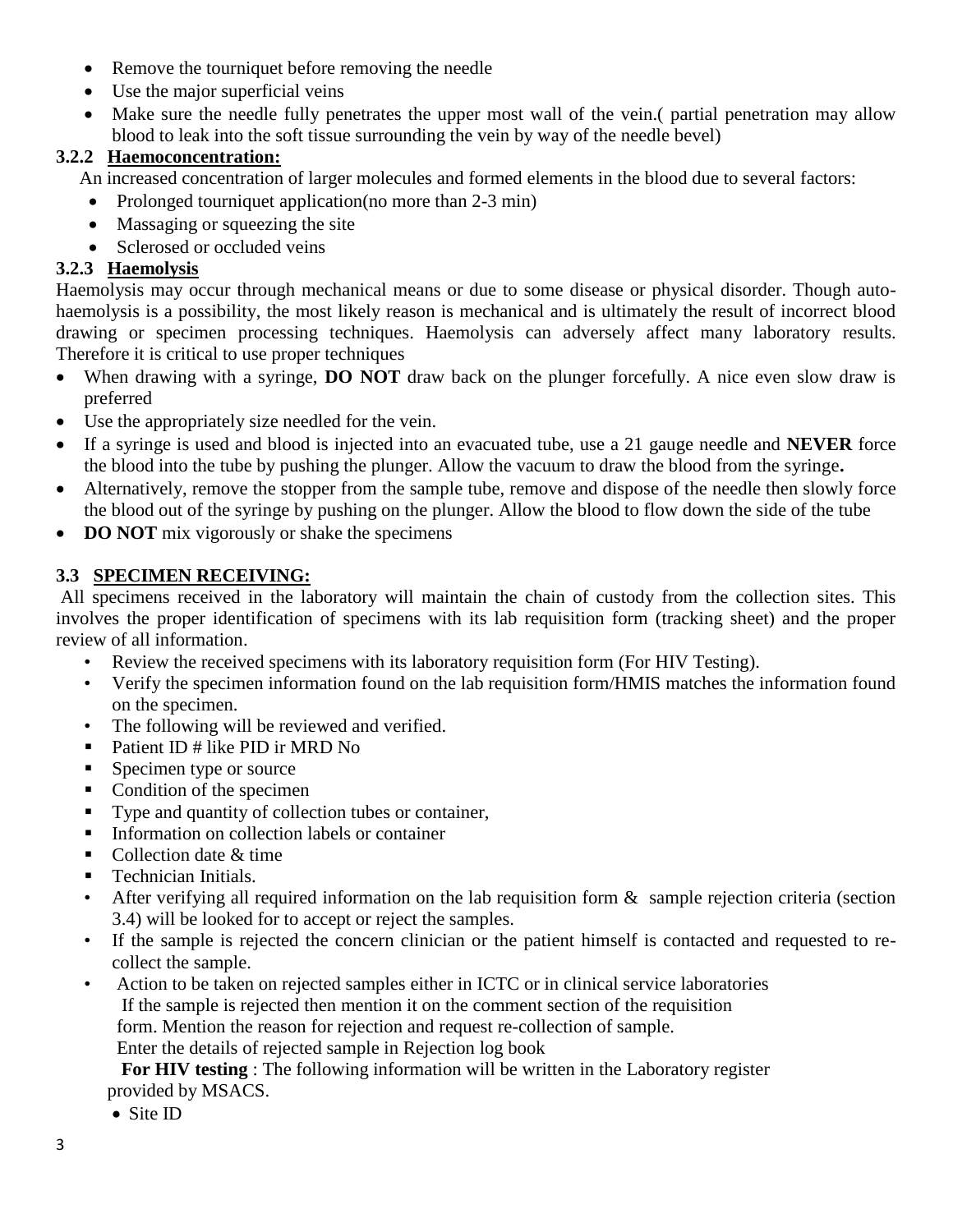- Remove the tourniquet before removing the needle
- Use the major superficial veins
- Make sure the needle fully penetrates the upper most wall of the vein.( partial penetration may allow blood to leak into the soft tissue surrounding the vein by way of the needle bevel)

### 3.2.2 Haemoconcentration:

An increased concentration of larger molecules and formed elements in the blood due to several factors:

- Prolonged tourniquet application(no more than 2-3 min)
- Massaging or squeezing the site
- Sclerosed or occluded veins

### 3.2.3 Haemolysis

Haemolysis may occur through mechanical means or due to some disease or physical disorder. Though auto-haemolysis is a possibility, the most likely reason is mechanical and is ultimately the result of incorrect blood drawing or specimen processing techniques. Haemolysis can adversely affect many laboratory results. Therefore it is critical to use proper techniques

- When drawing with a syringe, **DO NOT** draw back on the plunger forcefully. A nice even slow draw is preferred
- Use the appropriately size needled for the vein.
- If a syringe is used and blood is injected into an evacuated tube, use a 21 gauge needle and **NEVER** force the blood into the tube by pushing the plunger. Allow the vacuum to draw the blood from the syringe**.**
- Alternatively, remove the stopper from the sample tube, remove and dispose of the needle then slowly force the blood out of the syringe by pushing on the plunger. Allow the blood to flow down the side of the tube
- **DO NOT** mix vigorously or shake the specimens

## 3.3 SPECIMEN RECEIVING:

All specimens received in the laboratory will maintain the chain of custody from the collection sites. This involves the proper identification of specimens with its lab requisition form (tracking sheet) and the proper review of all information.

- Review the received specimens with its laboratory requisition form (For HIV Testing).
- Verify the specimen information found on the lab requisition form/HMIS matches the information found on the specimen.
- The following will be reviewed and verified.
  - Patient ID # like PID ir MRD No
  - Specimen type or source
  - Condition of the specimen
  - Type and quantity of collection tubes or container,
  - Information on collection labels or container
  - Collection date & time
  - Technician Initials.
- After verifying all required information on the lab requisition form & sample rejection criteria (section 3.4) will be looked for to accept or reject the samples.
- If the sample is rejected the concern clinician or the patient himself is contacted and requested to re-collect the sample.
- Action to be taken on rejected samples either in ICTC or in clinical service laboratories
  If the sample is rejected then mention it on the comment section of the requisition form. Mention the reason for rejection and request re-collection of sample.
  Enter the details of rejected sample in Rejection log book

  **For HIV testing** : The following information will be written in the Laboratory register provided by MSACS.

  - Site ID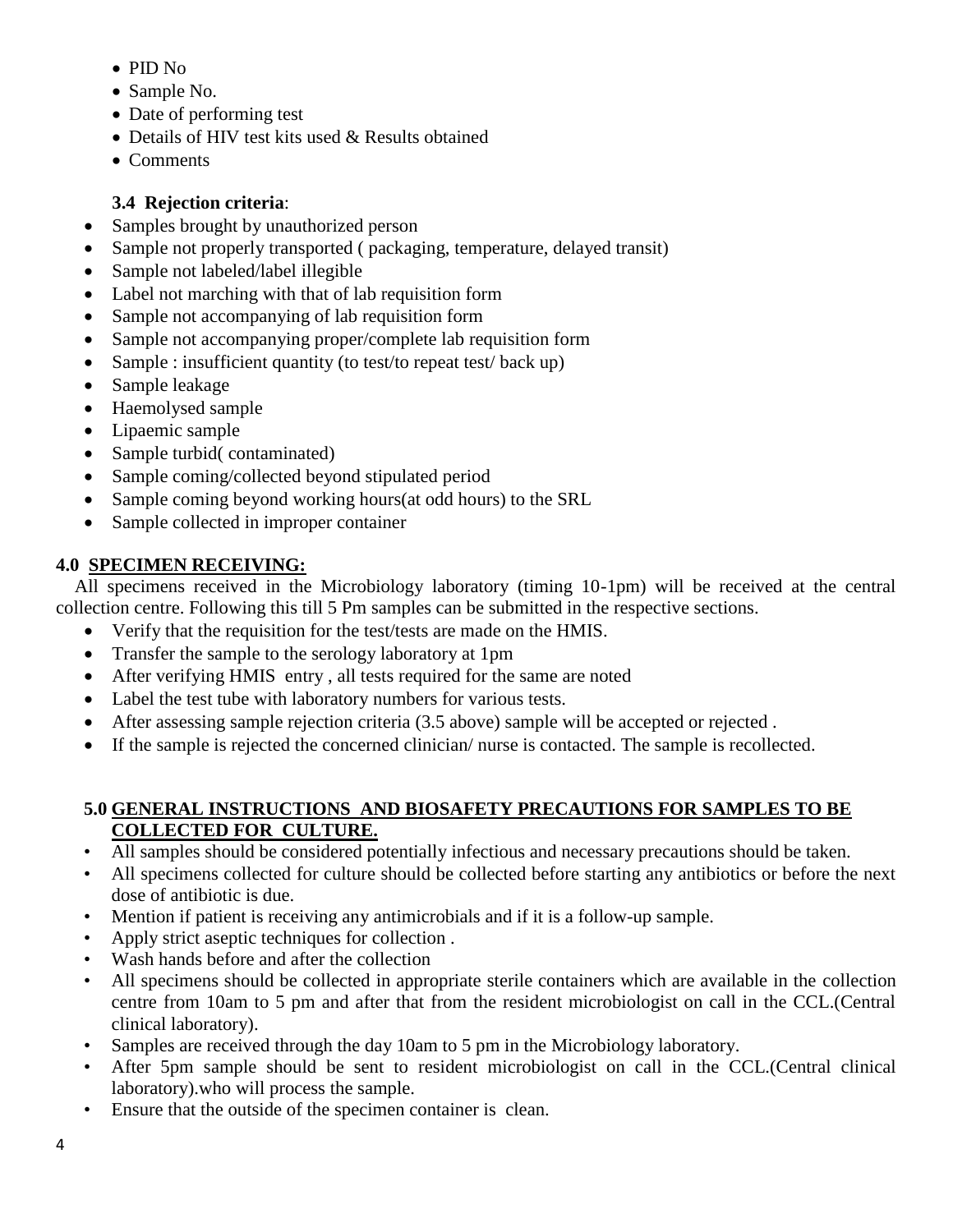- PID No
- Sample No.
- Date of performing test
- Details of HIV test kits used & Results obtained
- Comments

### 3.4 Rejection criteria:

- Samples brought by unauthorized person
- Sample not properly transported ( packaging, temperature, delayed transit)
- Sample not labeled/label illegible
- Label not marching with that of lab requisition form
- Sample not accompanying of lab requisition form
- Sample not accompanying proper/complete lab requisition form
- Sample : insufficient quantity (to test/to repeat test/ back up)
- Sample leakage
- Haemolysed sample
- Lipaemic sample
- Sample turbid( contaminated)
- Sample coming/collected beyond stipulated period
- Sample coming beyond working hours(at odd hours) to the SRL
- Sample collected in improper container

## 4.0 SPECIMEN RECEIVING:

All specimens received in the Microbiology laboratory (timing 10-1pm) will be received at the central collection centre. Following this till 5 Pm samples can be submitted in the respective sections.

- Verify that the requisition for the test/tests are made on the HMIS.
- Transfer the sample to the serology laboratory at 1pm
- After verifying HMIS entry , all tests required for the same are noted
- Label the test tube with laboratory numbers for various tests.
- After assessing sample rejection criteria (3.5 above) sample will be accepted or rejected .
- If the sample is rejected the concerned clinician/ nurse is contacted. The sample is recollected.

## 5.0 GENERAL INSTRUCTIONS AND BIOSAFETY PRECAUTIONS FOR SAMPLES TO BE COLLECTED FOR CULTURE.

- All samples should be considered potentially infectious and necessary precautions should be taken.
- All specimens collected for culture should be collected before starting any antibiotics or before the next dose of antibiotic is due.
- Mention if patient is receiving any antimicrobials and if it is a follow-up sample.
- Apply strict aseptic techniques for collection .
- Wash hands before and after the collection
- All specimens should be collected in appropriate sterile containers which are available in the collection centre from 10am to 5 pm and after that from the resident microbiologist on call in the CCL.(Central clinical laboratory).
- Samples are received through the day 10am to 5 pm in the Microbiology laboratory.
- After 5pm sample should be sent to resident microbiologist on call in the CCL.(Central clinical laboratory).who will process the sample.
- Ensure that the outside of the specimen container is clean.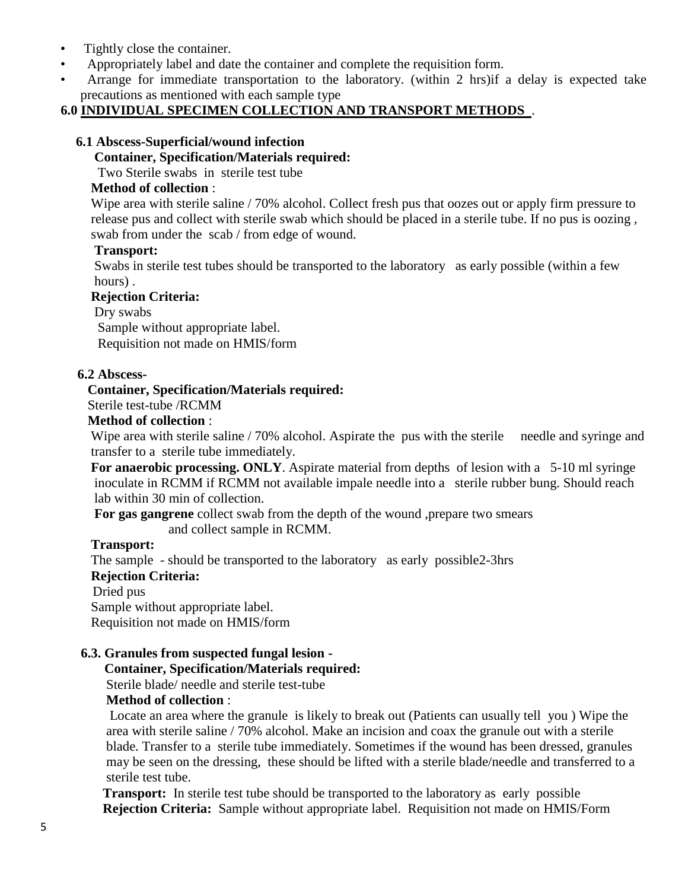- Tightly close the container.
- Appropriately label and date the container and complete the requisition form.
- Arrange for immediate transportation to the laboratory. (within 2 hrs)if a delay is expected take precautions as mentioned with each sample type

## 6.0 INDIVIDUAL SPECIMEN COLLECTION AND TRANSPORT METHODS .

### 6.1 Abscess-Superficial/wound infection

**Container, Specification/Materials required:**

Two Sterile swabs in sterile test tube

**Method of collection** :

Wipe area with sterile saline / 70% alcohol. Collect fresh pus that oozes out or apply firm pressure to release pus and collect with sterile swab which should be placed in a sterile tube. If no pus is oozing , swab from under the scab / from edge of wound.

**Transport:**

Swabs in sterile test tubes should be transported to the laboratory as early possible (within a few hours) .

**Rejection Criteria:**

Dry swabs

Sample without appropriate label.

Requisition not made on HMIS/form

### 6.2 Abscess-

**Container, Specification/Materials required:**

Sterile test-tube /RCMM

**Method of collection** :

Wipe area with sterile saline / 70% alcohol. Aspirate the pus with the sterile needle and syringe and transfer to a sterile tube immediately.

**For anaerobic processing. ONLY**. Aspirate material from depths of lesion with a 5-10 ml syringe inoculate in RCMM if RCMM not available impale needle into a sterile rubber bung. Should reach lab within 30 min of collection.

**For gas gangrene** collect swab from the depth of the wound ,prepare two smears and collect sample in RCMM.

**Transport:**

The sample - should be transported to the laboratory as early possible2-3hrs

**Rejection Criteria:**

Dried pus

Sample without appropriate label.

Requisition not made on HMIS/form

### 6.3. Granules from suspected fungal lesion -

**Container, Specification/Materials required:**

Sterile blade/ needle and sterile test-tube

**Method of collection** :

Locate an area where the granule is likely to break out (Patients can usually tell you ) Wipe the area with sterile saline / 70% alcohol. Make an incision and coax the granule out with a sterile blade. Transfer to a sterile tube immediately. Sometimes if the wound has been dressed, granules may be seen on the dressing, these should be lifted with a sterile blade/needle and transferred to a sterile test tube.

**Transport:** In sterile test tube should be transported to the laboratory as early possible

**Rejection Criteria:** Sample without appropriate label. Requisition not made on HMIS/Form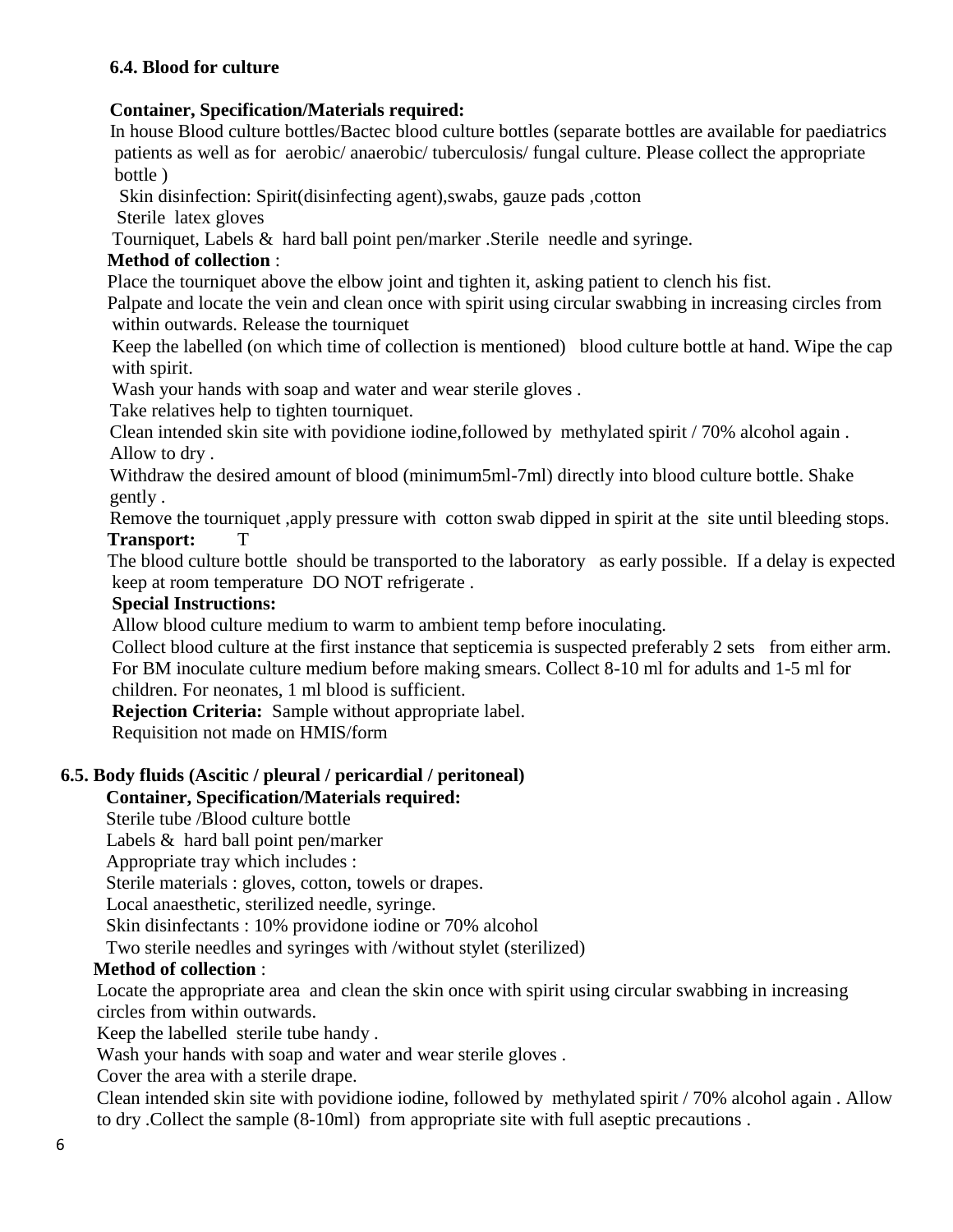### 6.4. Blood for culture

**Container, Specification/Materials required:**

In house Blood culture bottles/Bactec blood culture bottles (separate bottles are available for paediatrics patients as well as for aerobic/ anaerobic/ tuberculosis/ fungal culture. Please collect the appropriate bottle )

Skin disinfection: Spirit(disinfecting agent),swabs, gauze pads ,cotton

Sterile latex gloves

Tourniquet, Labels & hard ball point pen/marker .Sterile needle and syringe.

**Method of collection** :

Place the tourniquet above the elbow joint and tighten it, asking patient to clench his fist.

Palpate and locate the vein and clean once with spirit using circular swabbing in increasing circles from within outwards. Release the tourniquet

Keep the labelled (on which time of collection is mentioned) blood culture bottle at hand. Wipe the cap with spirit.

Wash your hands with soap and water and wear sterile gloves .

Take relatives help to tighten tourniquet.

Clean intended skin site with povidione iodine,followed by methylated spirit / 70% alcohol again . Allow to dry .

Withdraw the desired amount of blood (minimum5ml-7ml) directly into blood culture bottle. Shake gently .

Remove the tourniquet ,apply pressure with cotton swab dipped in spirit at the site until bleeding stops.

**Transport:** T

The blood culture bottle should be transported to the laboratory as early possible. If a delay is expected keep at room temperature DO NOT refrigerate .

**Special Instructions:**

Allow blood culture medium to warm to ambient temp before inoculating.

Collect blood culture at the first instance that septicemia is suspected preferably 2 sets from either arm. For BM inoculate culture medium before making smears. Collect 8-10 ml for adults and 1-5 ml for children. For neonates, 1 ml blood is sufficient.

**Rejection Criteria:** Sample without appropriate label.

Requisition not made on HMIS/form

### 6.5. Body fluids (Ascitic / pleural / pericardial / peritoneal)

**Container, Specification/Materials required:**

Sterile tube /Blood culture bottle

Labels & hard ball point pen/marker

Appropriate tray which includes :

Sterile materials : gloves, cotton, towels or drapes.

Local anaesthetic, sterilized needle, syringe.

Skin disinfectants : 10% providone iodine or 70% alcohol

Two sterile needles and syringes with /without stylet (sterilized)

**Method of collection** :

Locate the appropriate area and clean the skin once with spirit using circular swabbing in increasing circles from within outwards.

Keep the labelled sterile tube handy .

Wash your hands with soap and water and wear sterile gloves .

Cover the area with a sterile drape.

Clean intended skin site with povidione iodine, followed by methylated spirit / 70% alcohol again . Allow to dry .Collect the sample (8-10ml) from appropriate site with full aseptic precautions .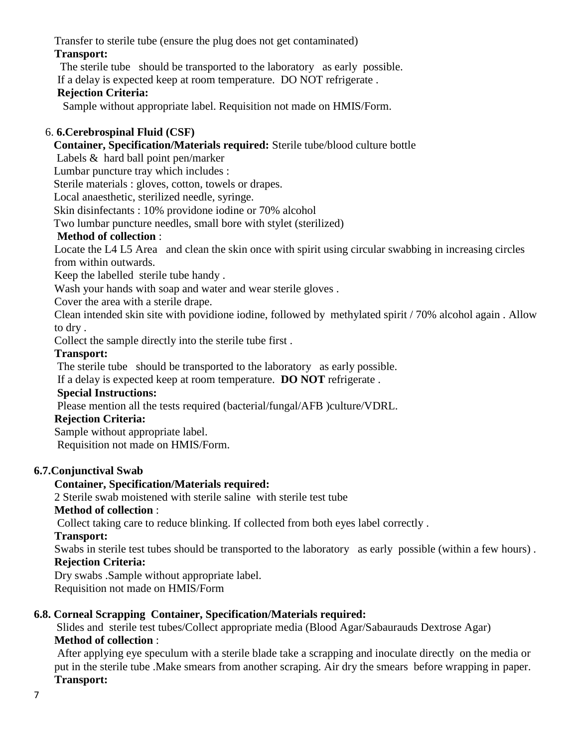Transfer to sterile tube (ensure the plug does not get contaminated)

**Transport:**

The sterile tube should be transported to the laboratory as early possible.

If a delay is expected keep at room temperature. DO NOT refrigerate .

**Rejection Criteria:**

Sample without appropriate label. Requisition not made on HMIS/Form.

### 6. 6.Cerebrospinal Fluid (CSF)

**Container, Specification/Materials required:** Sterile tube/blood culture bottle

Labels & hard ball point pen/marker

Lumbar puncture tray which includes :

Sterile materials : gloves, cotton, towels or drapes.

Local anaesthetic, sterilized needle, syringe.

Skin disinfectants : 10% providone iodine or 70% alcohol

Two lumbar puncture needles, small bore with stylet (sterilized)

**Method of collection** :

Locate the L4 L5 Area and clean the skin once with spirit using circular swabbing in increasing circles from within outwards.

Keep the labelled sterile tube handy .

Wash your hands with soap and water and wear sterile gloves .

Cover the area with a sterile drape.

Clean intended skin site with povidione iodine, followed by methylated spirit / 70% alcohol again . Allow to dry .

Collect the sample directly into the sterile tube first .

**Transport:**

The sterile tube should be transported to the laboratory as early possible.

If a delay is expected keep at room temperature. **DO NOT** refrigerate .

**Special Instructions:**

Please mention all the tests required (bacterial/fungal/AFB )culture/VDRL.

**Rejection Criteria:**

Sample without appropriate label.

Requisition not made on HMIS/Form.

### 6.7.Conjunctival Swab

**Container, Specification/Materials required:**

2 Sterile swab moistened with sterile saline with sterile test tube

**Method of collection** :

Collect taking care to reduce blinking. If collected from both eyes label correctly .

**Transport:**

Swabs in sterile test tubes should be transported to the laboratory as early possible (within a few hours) .

**Rejection Criteria:**

Dry swabs .Sample without appropriate label.

Requisition not made on HMIS/Form

### 6.8. Corneal Scrapping Container, Specification/Materials required:

Slides and sterile test tubes/Collect appropriate media (Blood Agar/Sabaurauds Dextrose Agar)

**Method of collection** :

After applying eye speculum with a sterile blade take a scrapping and inoculate directly on the media or put in the sterile tube .Make smears from another scraping. Air dry the smears before wrapping in paper.

**Transport:**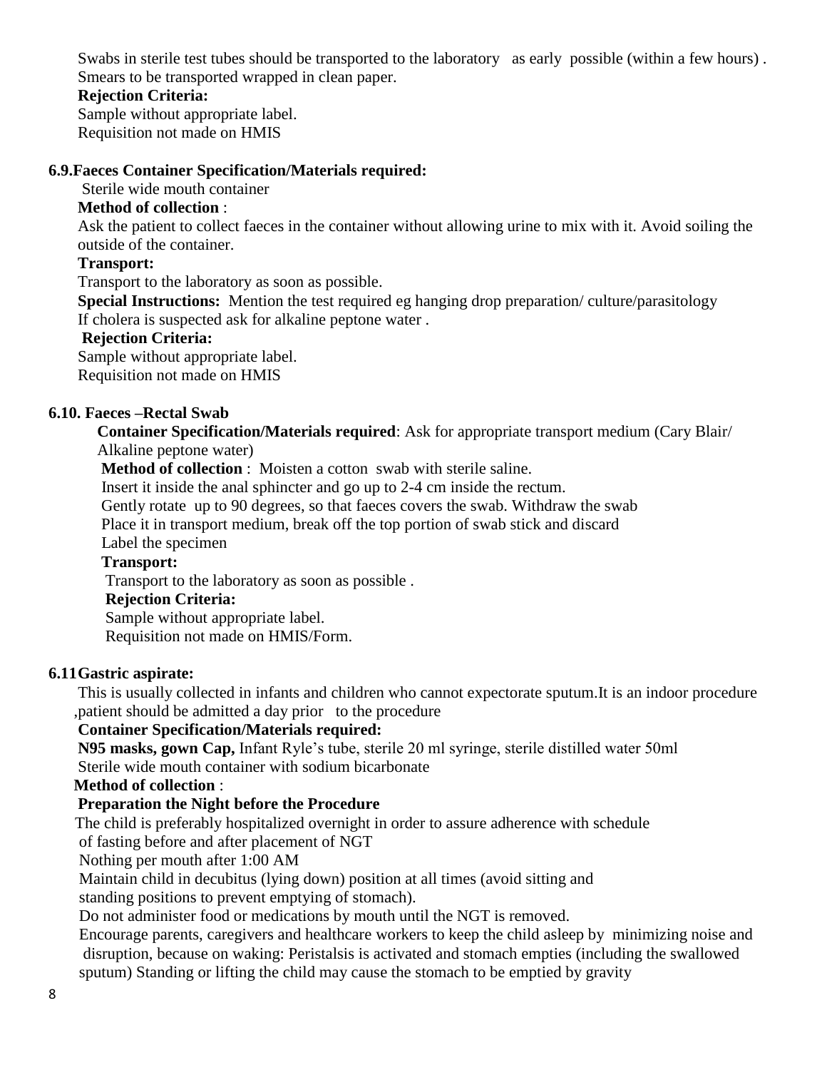Swabs in sterile test tubes should be transported to the laboratory as early possible (within a few hours) .
Smears to be transported wrapped in clean paper.

**Rejection Criteria:**

Sample without appropriate label.
Requisition not made on HMIS

### 6.9.Faeces Container Specification/Materials required:

Sterile wide mouth container

**Method of collection** :

Ask the patient to collect faeces in the container without allowing urine to mix with it. Avoid soiling the outside of the container.

**Transport:**

Transport to the laboratory as soon as possible.

**Special Instructions:** Mention the test required eg hanging drop preparation/ culture/parasitology
If cholera is suspected ask for alkaline peptone water .

**Rejection Criteria:**

Sample without appropriate label.
Requisition not made on HMIS

### 6.10. Faeces –Rectal Swab

**Container Specification/Materials required**: Ask for appropriate transport medium (Cary Blair/ Alkaline peptone water)

**Method of collection** : Moisten a cotton swab with sterile saline.
Insert it inside the anal sphincter and go up to 2-4 cm inside the rectum.
Gently rotate up to 90 degrees, so that faeces covers the swab. Withdraw the swab
Place it in transport medium, break off the top portion of swab stick and discard
Label the specimen

**Transport:**

Transport to the laboratory as soon as possible .

**Rejection Criteria:**

Sample without appropriate label.
Requisition not made on HMIS/Form.

### 6.11 Gastric aspirate:

This is usually collected in infants and children who cannot expectorate sputum.It is an indoor procedure ,patient should be admitted a day prior to the procedure

**Container Specification/Materials required:**

**N95 masks, gown Cap,** Infant Ryle's tube, sterile 20 ml syringe, sterile distilled water 50ml
Sterile wide mouth container with sodium bicarbonate

**Method of collection** :

**Preparation the Night before the Procedure**

The child is preferably hospitalized overnight in order to assure adherence with schedule of fasting before and after placement of NGT
Nothing per mouth after 1:00 AM
Maintain child in decubitus (lying down) position at all times (avoid sitting and standing positions to prevent emptying of stomach).
Do not administer food or medications by mouth until the NGT is removed.
Encourage parents, caregivers and healthcare workers to keep the child asleep by minimizing noise and disruption, because on waking: Peristalsis is activated and stomach empties (including the swallowed sputum) Standing or lifting the child may cause the stomach to be emptied by gravity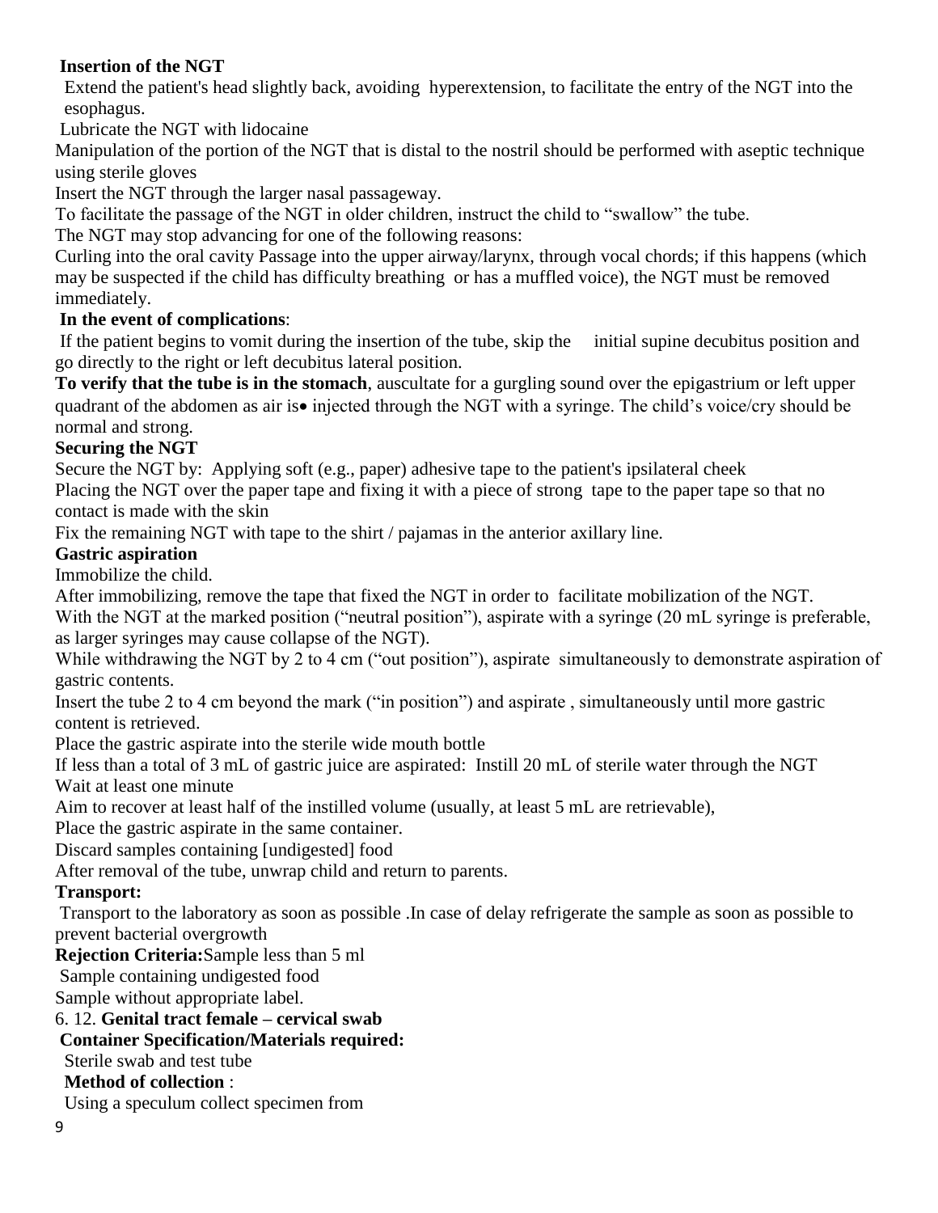**Insertion of the NGT**

Extend the patient's head slightly back, avoiding hyperextension, to facilitate the entry of the NGT into the esophagus.

Lubricate the NGT with lidocaine

Manipulation of the portion of the NGT that is distal to the nostril should be performed with aseptic technique using sterile gloves

Insert the NGT through the larger nasal passageway.

To facilitate the passage of the NGT in older children, instruct the child to "swallow" the tube.

The NGT may stop advancing for one of the following reasons:

Curling into the oral cavity Passage into the upper airway/larynx, through vocal chords; if this happens (which may be suspected if the child has difficulty breathing or has a muffled voice), the NGT must be removed immediately.

**In the event of complications**:

If the patient begins to vomit during the insertion of the tube, skip the initial supine decubitus position and go directly to the right or left decubitus lateral position.

**To verify that the tube is in the stomach**, auscultate for a gurgling sound over the epigastrium or left upper quadrant of the abdomen as air is• injected through the NGT with a syringe. The child's voice/cry should be normal and strong.

**Securing the NGT**

Secure the NGT by: Applying soft (e.g., paper) adhesive tape to the patient's ipsilateral cheek

Placing the NGT over the paper tape and fixing it with a piece of strong tape to the paper tape so that no contact is made with the skin

Fix the remaining NGT with tape to the shirt / pajamas in the anterior axillary line.

**Gastric aspiration**

Immobilize the child.

After immobilizing, remove the tape that fixed the NGT in order to facilitate mobilization of the NGT.

With the NGT at the marked position ("neutral position"), aspirate with a syringe (20 mL syringe is preferable, as larger syringes may cause collapse of the NGT).

While withdrawing the NGT by 2 to 4 cm ("out position"), aspirate simultaneously to demonstrate aspiration of gastric contents.

Insert the tube 2 to 4 cm beyond the mark ("in position") and aspirate , simultaneously until more gastric content is retrieved.

Place the gastric aspirate into the sterile wide mouth bottle

If less than a total of 3 mL of gastric juice are aspirated: Instill 20 mL of sterile water through the NGT

Wait at least one minute

Aim to recover at least half of the instilled volume (usually, at least 5 mL are retrievable),

Place the gastric aspirate in the same container.

Discard samples containing [undigested] food

After removal of the tube, unwrap child and return to parents.

**Transport:**

Transport to the laboratory as soon as possible .In case of delay refrigerate the sample as soon as possible to prevent bacterial overgrowth

**Rejection Criteria:** Sample less than 5 ml

Sample containing undigested food

Sample without appropriate label.

6. 12. **Genital tract female – cervical swab**

**Container Specification/Materials required:**

Sterile swab and test tube

**Method of collection** :

Using a speculum collect specimen from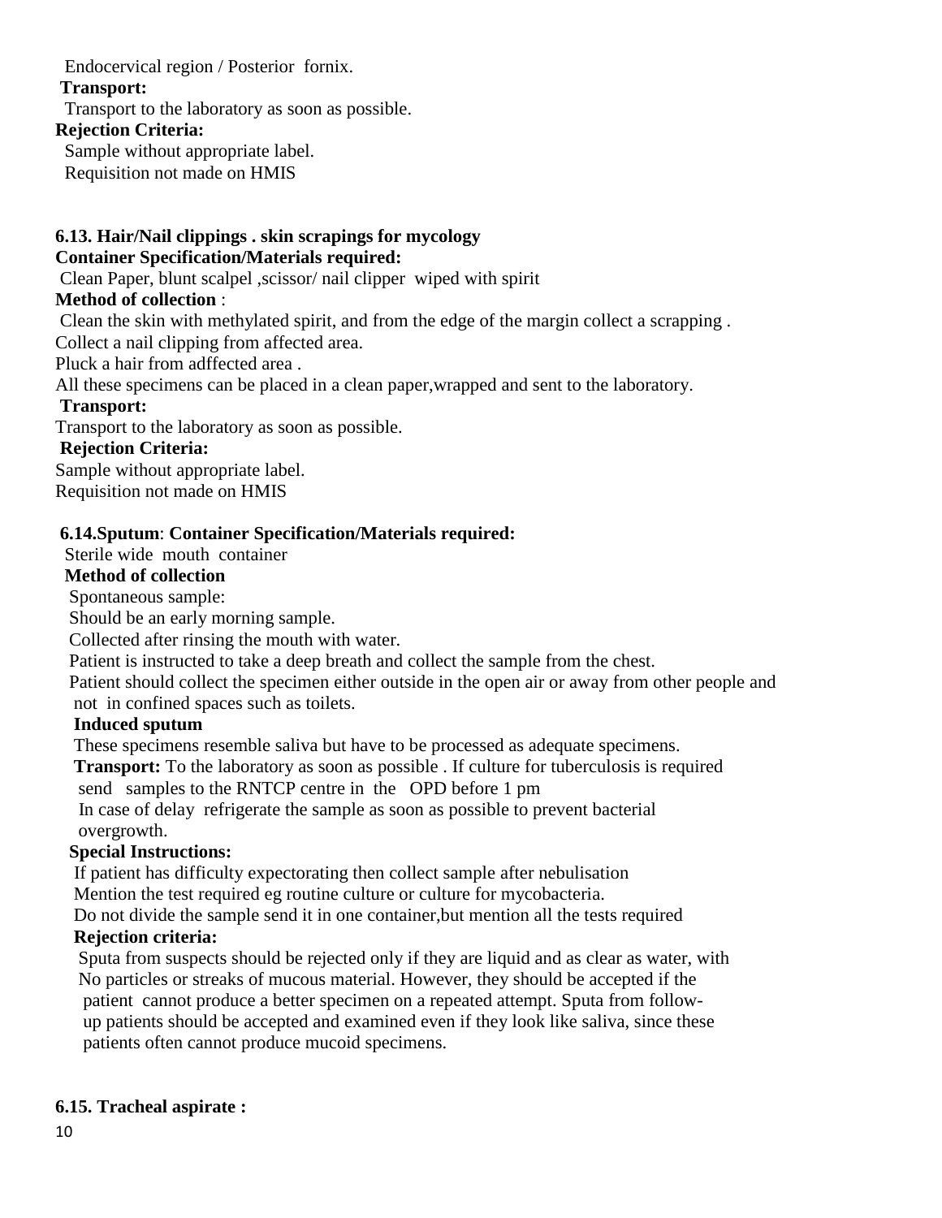Endocervical region / Posterior fornix.

**Transport:**

Transport to the laboratory as soon as possible.

**Rejection Criteria:**

Sample without appropriate label.

Requisition not made on HMIS

**6.13. Hair/Nail clippings . skin scrapings for mycology**

**Container Specification/Materials required:**

Clean Paper, blunt scalpel ,scissor/ nail clipper wiped with spirit

**Method of collection** :

Clean the skin with methylated spirit, and from the edge of the margin collect a scrapping .

Collect a nail clipping from affected area.

Pluck a hair from adffected area .

All these specimens can be placed in a clean paper,wrapped and sent to the laboratory.

**Transport:**

Transport to the laboratory as soon as possible.

**Rejection Criteria:**

Sample without appropriate label.

Requisition not made on HMIS

**6.14.Sputum**: **Container Specification/Materials required:**

Sterile wide mouth container

**Method of collection**

Spontaneous sample:

Should be an early morning sample.

Collected after rinsing the mouth with water.

Patient is instructed to take a deep breath and collect the sample from the chest.

Patient should collect the specimen either outside in the open air or away from other people and not in confined spaces such as toilets.

**Induced sputum**

These specimens resemble saliva but have to be processed as adequate specimens.

**Transport:** To the laboratory as soon as possible . If culture for tuberculosis is required send samples to the RNTCP centre in the OPD before 1 pm

In case of delay refrigerate the sample as soon as possible to prevent bacterial overgrowth.

**Special Instructions:**

If patient has difficulty expectorating then collect sample after nebulisation

Mention the test required eg routine culture or culture for mycobacteria.

Do not divide the sample send it in one container,but mention all the tests required

**Rejection criteria:**

Sputa from suspects should be rejected only if they are liquid and as clear as water, with No particles or streaks of mucous material. However, they should be accepted if the patient cannot produce a better specimen on a repeated attempt. Sputa from follow-up patients should be accepted and examined even if they look like saliva, since these patients often cannot produce mucoid specimens.

**6.15. Tracheal aspirate :**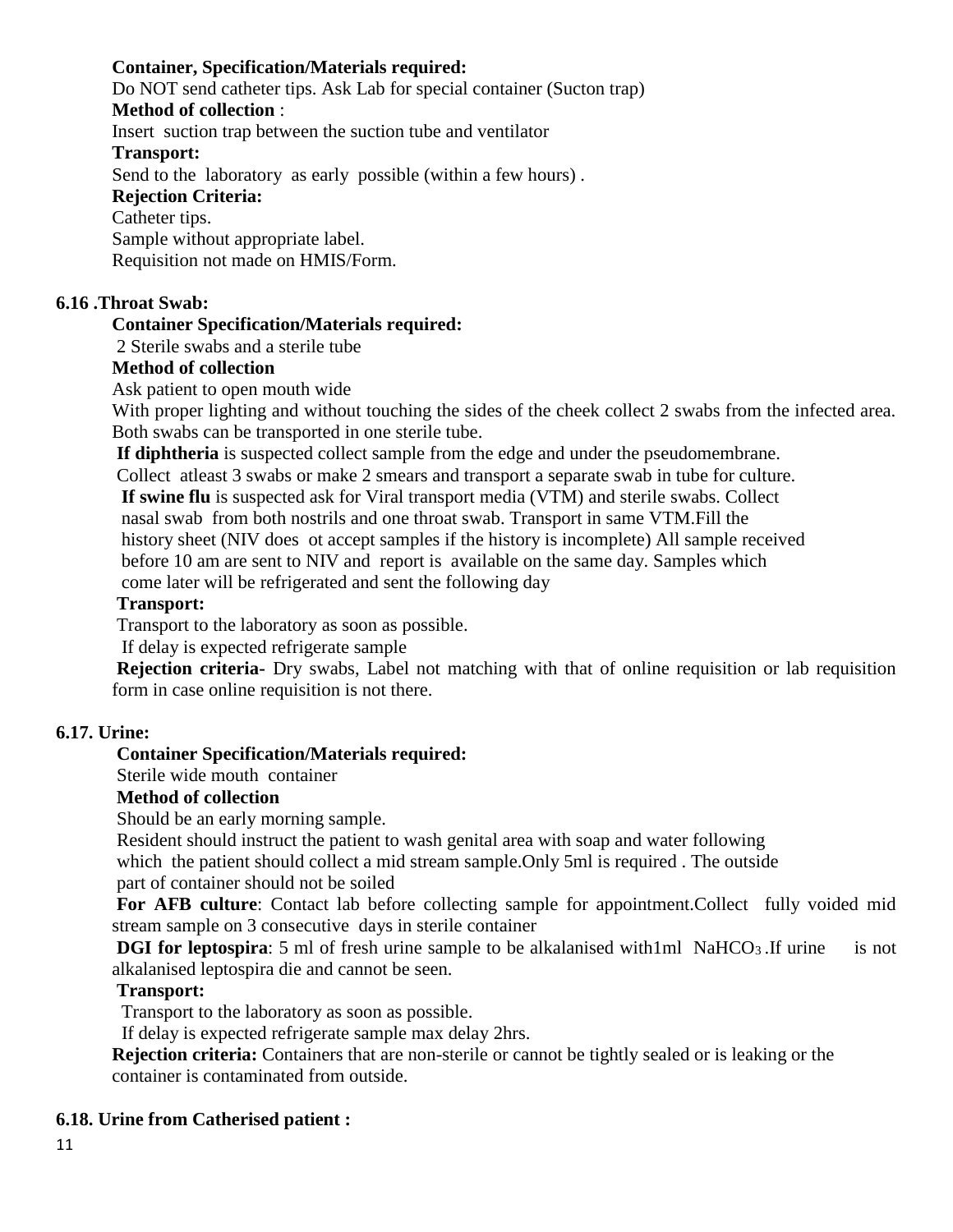**Container, Specification/Materials required:**

Do NOT send catheter tips. Ask Lab for special container (Sucton trap)

**Method of collection** :

Insert suction trap between the suction tube and ventilator

**Transport:**

Send to the laboratory as early possible (within a few hours) .

**Rejection Criteria:**

Catheter tips.
Sample without appropriate label.
Requisition not made on HMIS/Form.

### 6.16 .Throat Swab:

**Container Specification/Materials required:**

2 Sterile swabs and a sterile tube

**Method of collection**

Ask patient to open mouth wide

With proper lighting and without touching the sides of the cheek collect 2 swabs from the infected area. Both swabs can be transported in one sterile tube.

**If diphtheria** is suspected collect sample from the edge and under the pseudomembrane.
Collect atleast 3 swabs or make 2 smears and transport a separate swab in tube for culture.

**If swine flu** is suspected ask for Viral transport media (VTM) and sterile swabs. Collect nasal swab from both nostrils and one throat swab. Transport in same VTM.Fill the history sheet (NIV does ot accept samples if the history is incomplete) All sample received before 10 am are sent to NIV and report is available on the same day. Samples which come later will be refrigerated and sent the following day

**Transport:**

Transport to the laboratory as soon as possible.
If delay is expected refrigerate sample

**Rejection criteria-** Dry swabs, Label not matching with that of online requisition or lab requisition form in case online requisition is not there.

### 6.17. Urine:

**Container Specification/Materials required:**

Sterile wide mouth container

**Method of collection**

Should be an early morning sample.
Resident should instruct the patient to wash genital area with soap and water following which the patient should collect a mid stream sample.Only 5ml is required . The outside part of container should not be soiled

**For AFB culture**: Contact lab before collecting sample for appointment.Collect fully voided mid stream sample on 3 consecutive days in sterile container

**DGI for leptospira**: 5 ml of fresh urine sample to be alkalanised with1ml $NaHCO_3$ .If urine is not alkalanised leptospira die and cannot be seen.

**Transport:**

Transport to the laboratory as soon as possible.
If delay is expected refrigerate sample max delay 2hrs.

**Rejection criteria:** Containers that are non-sterile or cannot be tightly sealed or is leaking or the container is contaminated from outside.

### 6.18. Urine from Catherised patient :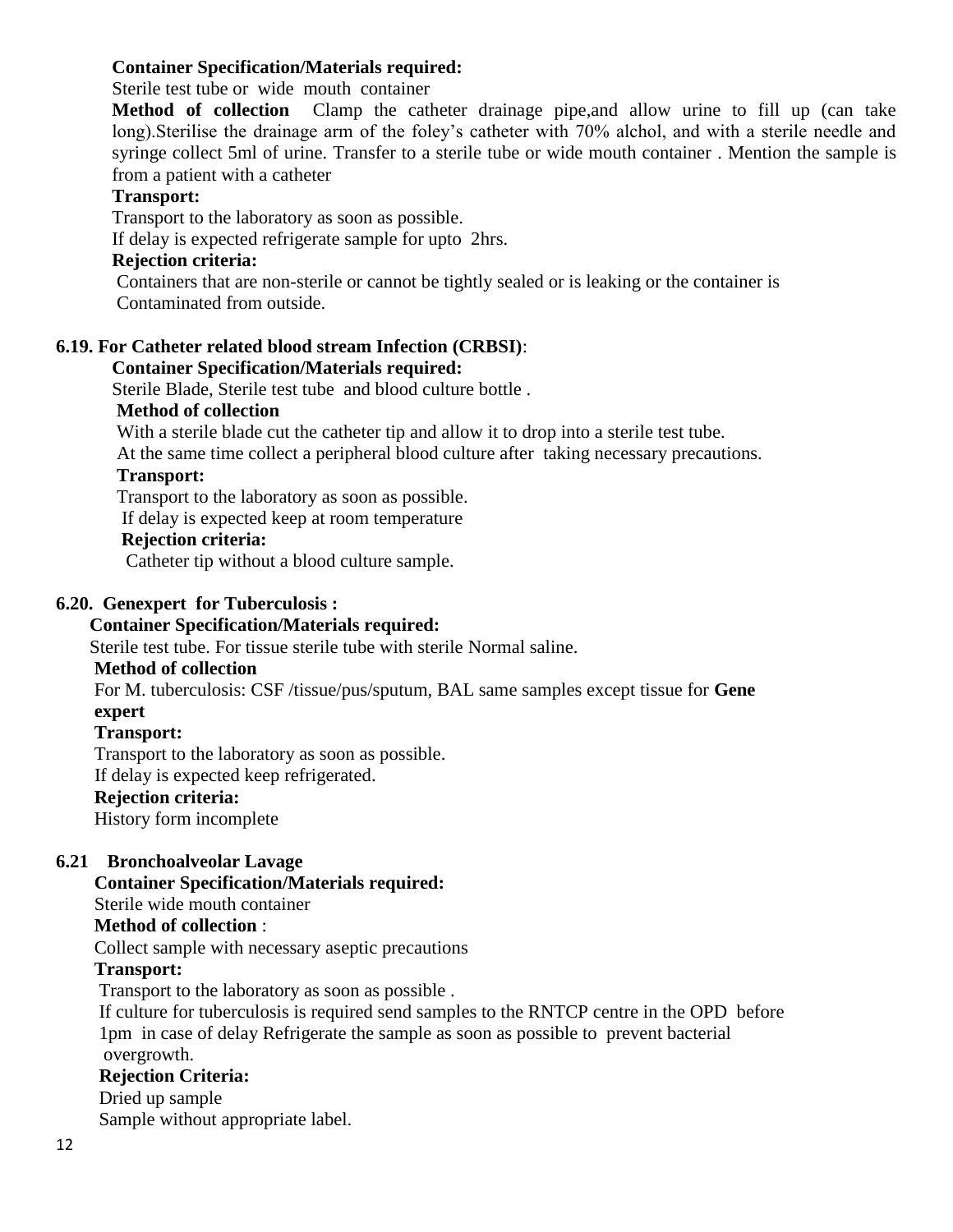**Container Specification/Materials required:**

Sterile test tube or wide mouth container

**Method of collection** Clamp the catheter drainage pipe,and allow urine to fill up (can take long).Sterilise the drainage arm of the foley's catheter with 70% alchol, and with a sterile needle and syringe collect 5ml of urine. Transfer to a sterile tube or wide mouth container . Mention the sample is from a patient with a catheter

**Transport:**

Transport to the laboratory as soon as possible.

If delay is expected refrigerate sample for upto 2hrs.

**Rejection criteria:**

Containers that are non-sterile or cannot be tightly sealed or is leaking or the container is Contaminated from outside.

### 6.19. For Catheter related blood stream Infection (CRBSI):

**Container Specification/Materials required:**

Sterile Blade, Sterile test tube and blood culture bottle .

**Method of collection**

With a sterile blade cut the catheter tip and allow it to drop into a sterile test tube.

At the same time collect a peripheral blood culture after taking necessary precautions.

**Transport:**

Transport to the laboratory as soon as possible.

If delay is expected keep at room temperature

**Rejection criteria:**

Catheter tip without a blood culture sample.

### 6.20. Genexpert for Tuberculosis :

**Container Specification/Materials required:**

Sterile test tube. For tissue sterile tube with sterile Normal saline.

**Method of collection**

For M. tuberculosis: CSF /tissue/pus/sputum, BAL same samples except tissue for **Gene expert**

**Transport:**

Transport to the laboratory as soon as possible.

If delay is expected keep refrigerated.

**Rejection criteria:**

History form incomplete

### 6.21 Bronchoalveolar Lavage

**Container Specification/Materials required:**

Sterile wide mouth container

**Method of collection** :

Collect sample with necessary aseptic precautions

**Transport:**

Transport to the laboratory as soon as possible .

If culture for tuberculosis is required send samples to the RNTCP centre in the OPD before 1pm in case of delay Refrigerate the sample as soon as possible to prevent bacterial overgrowth.

**Rejection Criteria:**

Dried up sample

Sample without appropriate label.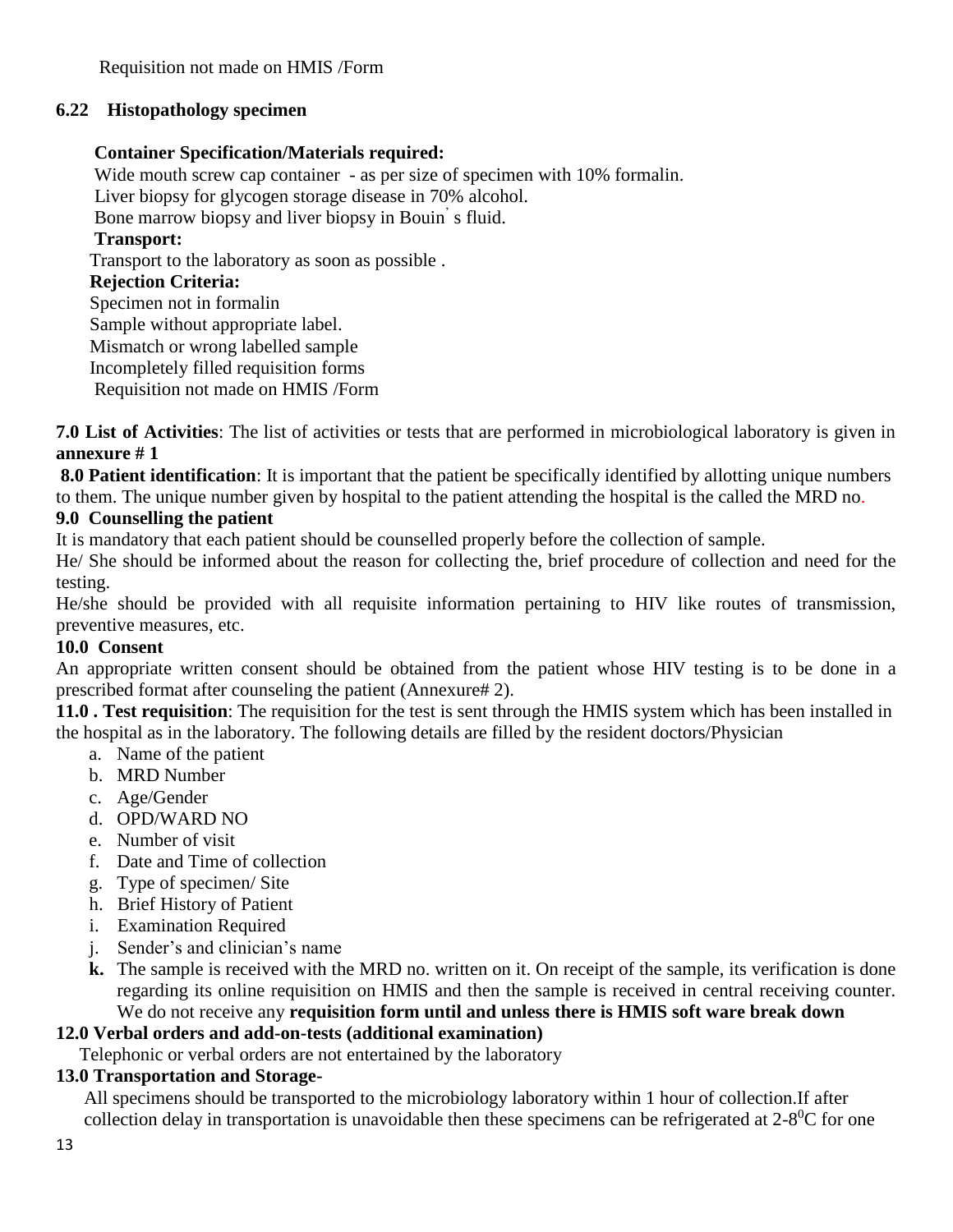Requisition not made on HMIS /Form

### 6.22 Histopathology specimen

**Container Specification/Materials required:**

Wide mouth screw cap container - as per size of specimen with 10% formalin.
Liver biopsy for glycogen storage disease in 70% alcohol.
Bone marrow biopsy and liver biopsy in Bouin' s fluid.

**Transport:**

Transport to the laboratory as soon as possible .

**Rejection Criteria:**

Specimen not in formalin
Sample without appropriate label.
Mismatch or wrong labelled sample
Incompletely filled requisition forms
Requisition not made on HMIS /Form

**7.0 List of Activities**: The list of activities or tests that are performed in microbiological laboratory is given in **annexure # 1**

**8.0 Patient identification**: It is important that the patient be specifically identified by allotting unique numbers to them. The unique number given by hospital to the patient attending the hospital is the called the MRD no.

### 9.0 Counselling the patient

It is mandatory that each patient should be counselled properly before the collection of sample.

He/ She should be informed about the reason for collecting the, brief procedure of collection and need for the testing.

He/she should be provided with all requisite information pertaining to HIV like routes of transmission, preventive measures, etc.

### 10.0 Consent

An appropriate written consent should be obtained from the patient whose HIV testing is to be done in a prescribed format after counseling the patient (Annexure# 2).

**11.0 . Test requisition**: The requisition for the test is sent through the HMIS system which has been installed in the hospital as in the laboratory. The following details are filled by the resident doctors/Physician

a. Name of the patient
b. MRD Number
c. Age/Gender
d. OPD/WARD NO
e. Number of visit
f. Date and Time of collection
g. Type of specimen/ Site
h. Brief History of Patient
i. Examination Required
j. Sender's and clinician's name
**k.** The sample is received with the MRD no. written on it. On receipt of the sample, its verification is done regarding its online requisition on HMIS and then the sample is received in central receiving counter. We do not receive any **requisition form until and unless there is HMIS soft ware break down**

### 12.0 Verbal orders and add-on-tests (additional examination)

Telephonic or verbal orders are not entertained by the laboratory

### 13.0 Transportation and Storage-

All specimens should be transported to the microbiology laboratory within 1 hour of collection.If after collection delay in transportation is unavoidable then these specimens can be refrigerated at 2-8$^0$C for one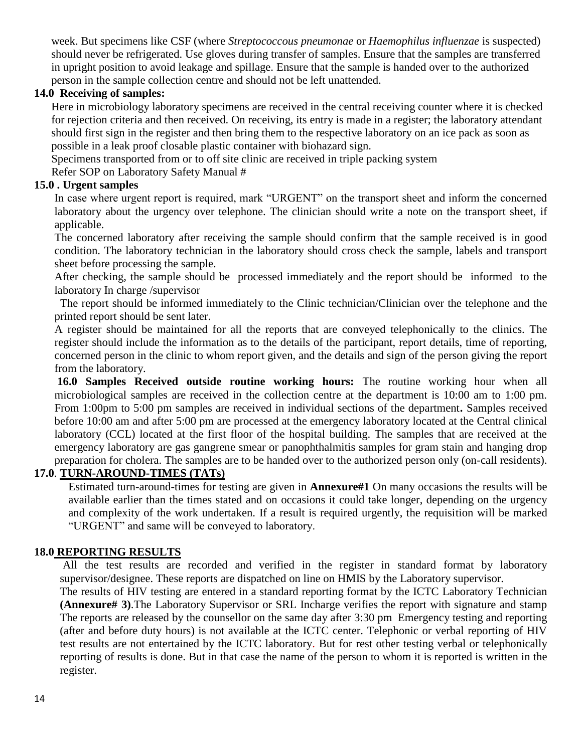week. But specimens like CSF (where *Streptococcous pneumonae* or *Haemophilus influenzae* is suspected) should never be refrigerated. Use gloves during transfer of samples. Ensure that the samples are transferred in upright position to avoid leakage and spillage. Ensure that the sample is handed over to the authorized person in the sample collection centre and should not be left unattended.

### 14.0 Receiving of samples:

Here in microbiology laboratory specimens are received in the central receiving counter where it is checked for rejection criteria and then received. On receiving, its entry is made in a register; the laboratory attendant should first sign in the register and then bring them to the respective laboratory on an ice pack as soon as possible in a leak proof closable plastic container with biohazard sign.

Specimens transported from or to off site clinic are received in triple packing system

Refer SOP on Laboratory Safety Manual #

### 15.0 . Urgent samples

In case where urgent report is required, mark "URGENT" on the transport sheet and inform the concerned laboratory about the urgency over telephone. The clinician should write a note on the transport sheet, if applicable.

The concerned laboratory after receiving the sample should confirm that the sample received is in good condition. The laboratory technician in the laboratory should cross check the sample, labels and transport sheet before processing the sample.

After checking, the sample should be processed immediately and the report should be informed to the laboratory In charge /supervisor

The report should be informed immediately to the Clinic technician/Clinician over the telephone and the printed report should be sent later.

A register should be maintained for all the reports that are conveyed telephonically to the clinics. The register should include the information as to the details of the participant, report details, time of reporting, concerned person in the clinic to whom report given, and the details and sign of the person giving the report from the laboratory.

**16.0 Samples Received outside routine working hours:** The routine working hour when all microbiological samples are received in the collection centre at the department is 10:00 am to 1:00 pm. From 1:00pm to 5:00 pm samples are received in individual sections of the department**.** Samples received before 10:00 am and after 5:00 pm are processed at the emergency laboratory located at the Central clinical laboratory (CCL) located at the first floor of the hospital building. The samples that are received at the emergency laboratory are gas gangrene smear or panophthalmitis samples for gram stain and hanging drop preparation for cholera. The samples are to be handed over to the authorized person only (on-call residents).

### 17.0. TURN-AROUND-TIMES (TATs)

Estimated turn-around-times for testing are given in **Annexure#1** On many occasions the results will be available earlier than the times stated and on occasions it could take longer, depending on the urgency and complexity of the work undertaken. If a result is required urgently, the requisition will be marked "URGENT" and same will be conveyed to laboratory.

### 18.0 REPORTING RESULTS

All the test results are recorded and verified in the register in standard format by laboratory supervisor/designee. These reports are dispatched on line on HMIS by the Laboratory supervisor.

The results of HIV testing are entered in a standard reporting format by the ICTC Laboratory Technician **(Annexure# 3)**.The Laboratory Supervisor or SRL Incharge verifies the report with signature and stamp The reports are released by the counsellor on the same day after 3:30 pm Emergency testing and reporting (after and before duty hours) is not available at the ICTC center. Telephonic or verbal reporting of HIV test results are not entertained by the ICTC laboratory. But for rest other testing verbal or telephonically reporting of results is done. But in that case the name of the person to whom it is reported is written in the register.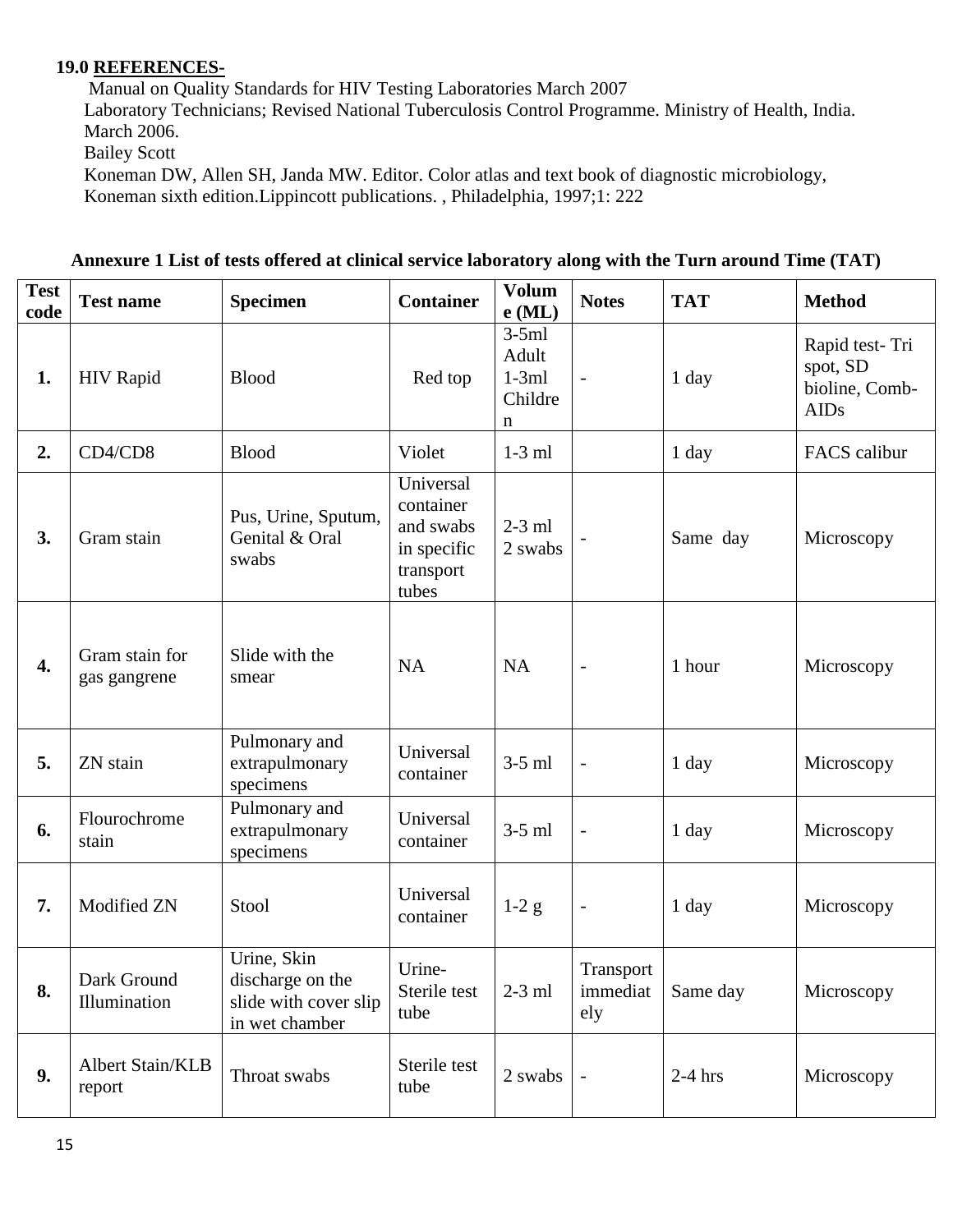**19.0 REFERENCES-**

Manual on Quality Standards for HIV Testing Laboratories March 2007

Laboratory Technicians; Revised National Tuberculosis Control Programme. Ministry of Health, India. March 2006.

Bailey Scott

Koneman DW, Allen SH, Janda MW. Editor. Color atlas and text book of diagnostic microbiology, Koneman sixth edition.Lippincott publications. , Philadelphia, 1997;1: 222

**Annexure 1 List of tests offered at clinical service laboratory along with the Turn around Time (TAT)**

| Test code | Test name | Specimen | Container | Volume (ML) | Notes | TAT | Method |
|---|---|---|---|---|---|---|---|
| 1. | HIV Rapid | Blood | Red top | 3-5ml Adult 1-3ml Children | - | 1 day | Rapid test- Tri spot, SD bioline, Comb-AIDs |
| 2. | CD4/CD8 | Blood | Violet | 1-3 ml | | 1 day | FACS calibur |
| 3. | Gram stain | Pus, Urine, Sputum, Genital & Oral swabs | Universal container and swabs in specific transport tubes | 2-3 ml 2 swabs | - | Same day | Microscopy |
| 4. | Gram stain for gas gangrene | Slide with the smear | NA | NA | - | 1 hour | Microscopy |
| 5. | ZN stain | Pulmonary and extrapulmonary specimens | Universal container | 3-5 ml | - | 1 day | Microscopy |
| 6. | Flourochrome stain | Pulmonary and extrapulmonary specimens | Universal container | 3-5 ml | - | 1 day | Microscopy |
| 7. | Modified ZN | Stool | Universal container | 1-2 g | - | 1 day | Microscopy |
| 8. | Dark Ground Illumination | Urine, Skin discharge on the slide with cover slip in wet chamber | Urine- Sterile test tube | 2-3 ml | Transport immediately | Same day | Microscopy |
| 9. | Albert Stain/KLB report | Throat swabs | Sterile test tube | 2 swabs | - | 2-4 hrs | Microscopy |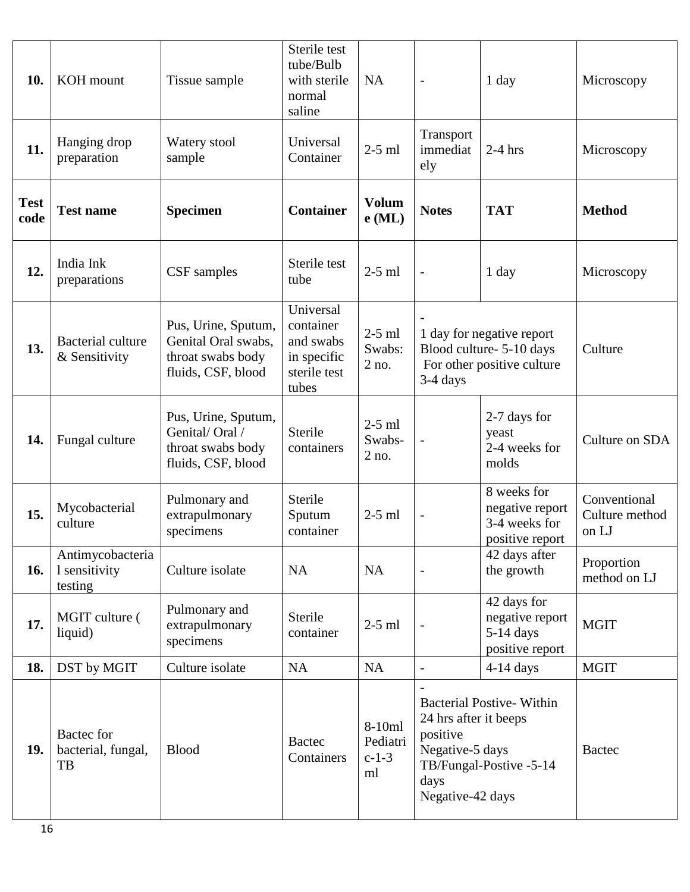| Test code | Test name | Specimen | Container | Volume (ML) | Notes | TAT | Method |
|---|---|---|---|---|---|---|---|
| 10. | KOH mount | Tissue sample | Sterile test tube/Bulb with sterile normal saline | NA | - | 1 day | Microscopy |
| 11. | Hanging drop preparation | Watery stool sample | Universal Container | 2-5 ml | Transport immediately | 2-4 hrs | Microscopy |
| 12. | India Ink preparations | CSF samples | Sterile test tube | 2-5 ml | - | 1 day | Microscopy |
| 13. | Bacterial culture & Sensitivity | Pus, Urine, Sputum, Genital Oral swabs, throat swabs body fluids, CSF, blood | Universal container and swabs in specific sterile test tubes | 2-5 ml Swabs: 2 no. | - 1 day for negative report Blood culture- 5-10 days For other positive culture 3-4 days | | Culture |
| 14. | Fungal culture | Pus, Urine, Sputum, Genital/ Oral / throat swabs body fluids, CSF, blood | Sterile containers | 2-5 ml Swabs- 2 no. | - | 2-7 days for yeast 2-4 weeks for molds | Culture on SDA |
| 15. | Mycobacterial culture | Pulmonary and extrapulmonary specimens | Sterile Sputum container | 2-5 ml | - | 8 weeks for negative report 3-4 weeks for positive report | Conventional Culture method on LJ |
| 16. | Antimycobacterial sensitivity testing | Culture isolate | NA | NA | - | 42 days after the growth | Proportion method on LJ |
| 17. | MGIT culture ( liquid) | Pulmonary and extrapulmonary specimens | Sterile container | 2-5 ml | - | 42 days for negative report 5-14 days positive report | MGIT |
| 18. | DST by MGIT | Culture isolate | NA | NA | - | 4-14 days | MGIT |
| 19. | Bactec for bacterial, fungal, TB | Blood | Bactec Containers | 8-10ml Pediatric-1-3 ml | - Bacterial Postive- Within 24 hrs after it beeps positive Negative-5 days TB/Fungal-Postive -5-14 days Negative-42 days | | Bactec |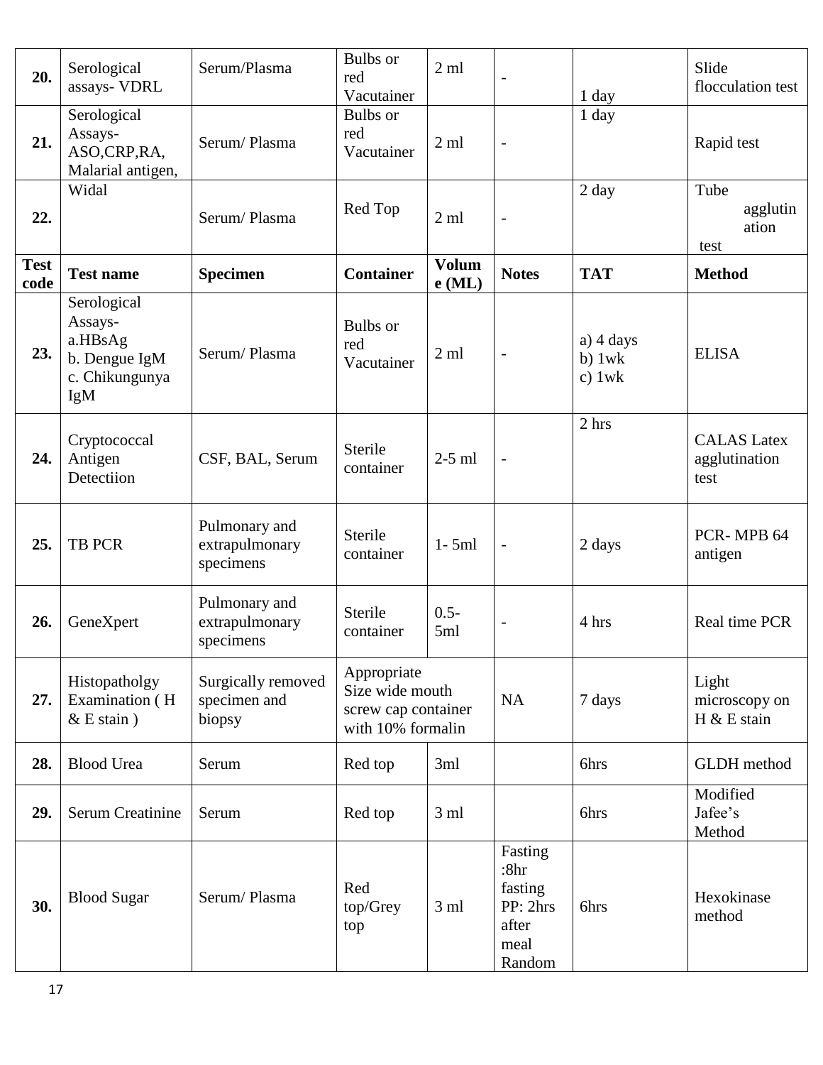| Test code | Test name | Specimen | Container | Volume (ML) | Notes | TAT | Method |
|---|---|---|---|---|---|---|---|
| **20.** | Serological assays- VDRL | Serum/Plasma | Bulbs or red Vacutainer | 2 ml | - | 1 day | Slide flocculation test |
| **21.** | Serological Assays- ASO,CRP,RA, Malarial antigen, | Serum/ Plasma | Bulbs or red Vacutainer | 2 ml | - | 1 day | Rapid test |
| **22.** | Widal | Serum/ Plasma | Red Top | 2 ml | - | 2 day | Tube agglutination test |
| **23.** | Serological Assays- a.HBsAg b. Dengue IgM c. Chikungunya IgM | Serum/ Plasma | Bulbs or red Vacutainer | 2 ml | - | a) 4 days b) 1wk c) 1wk | ELISA |
| **24.** | Cryptococcal Antigen Detectiion | CSF, BAL, Serum | Sterile container | 2-5 ml | - | 2 hrs | CALAS Latex agglutination test |
| **25.** | TB PCR | Pulmonary and extrapulmonary specimens | Sterile container | 1- 5ml | - | 2 days | PCR- MPB 64 antigen |
| **26.** | GeneXpert | Pulmonary and extrapulmonary specimens | Sterile container | 0.5-5ml | - | 4 hrs | Real time PCR |
| **27.** | Histopatholgy Examination ( H & E stain ) | Surgically removed specimen and biopsy | Appropriate Size wide mouth screw cap container with 10% formalin | | NA | 7 days | Light microscopy on H & E stain |
| **28.** | Blood Urea | Serum | Red top | 3ml | | 6hrs | GLDH method |
| **29.** | Serum Creatinine | Serum | Red top | 3 ml | | 6hrs | Modified Jafee's Method |
| **30.** | Blood Sugar | Serum/ Plasma | Red top/Grey top | 3 ml | Fasting :8hr fasting PP: 2hrs after meal Random | 6hrs | Hexokinase method |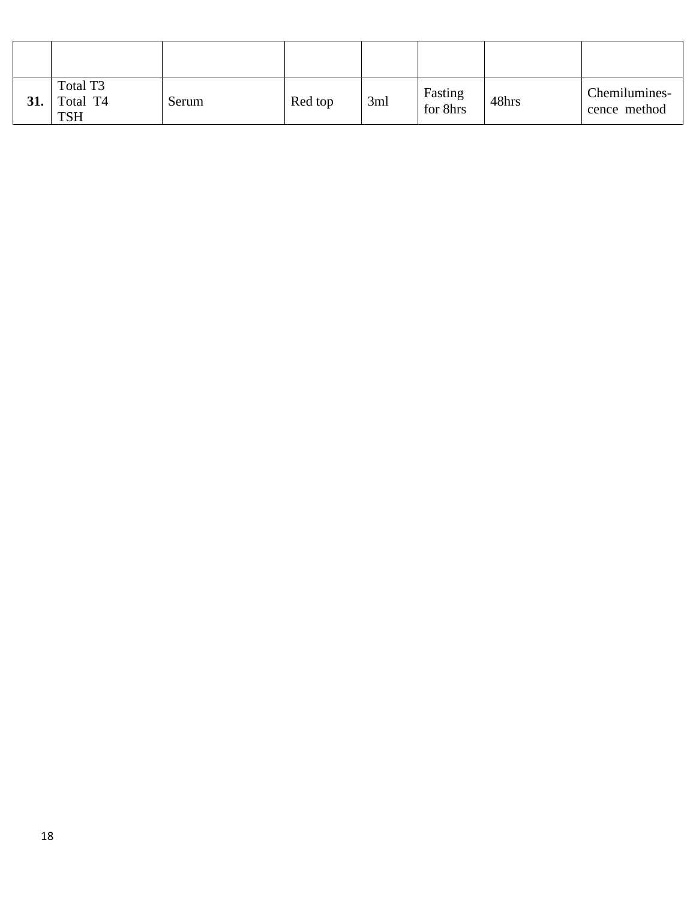| | | | | | | | |
|---|---|---|---|---|---|---|---|
| **31.** | Total T3<br>Total T4<br>TSH | Serum | Red top | 3ml | Fasting for 8hrs | 48hrs | Chemilumines-cence method |